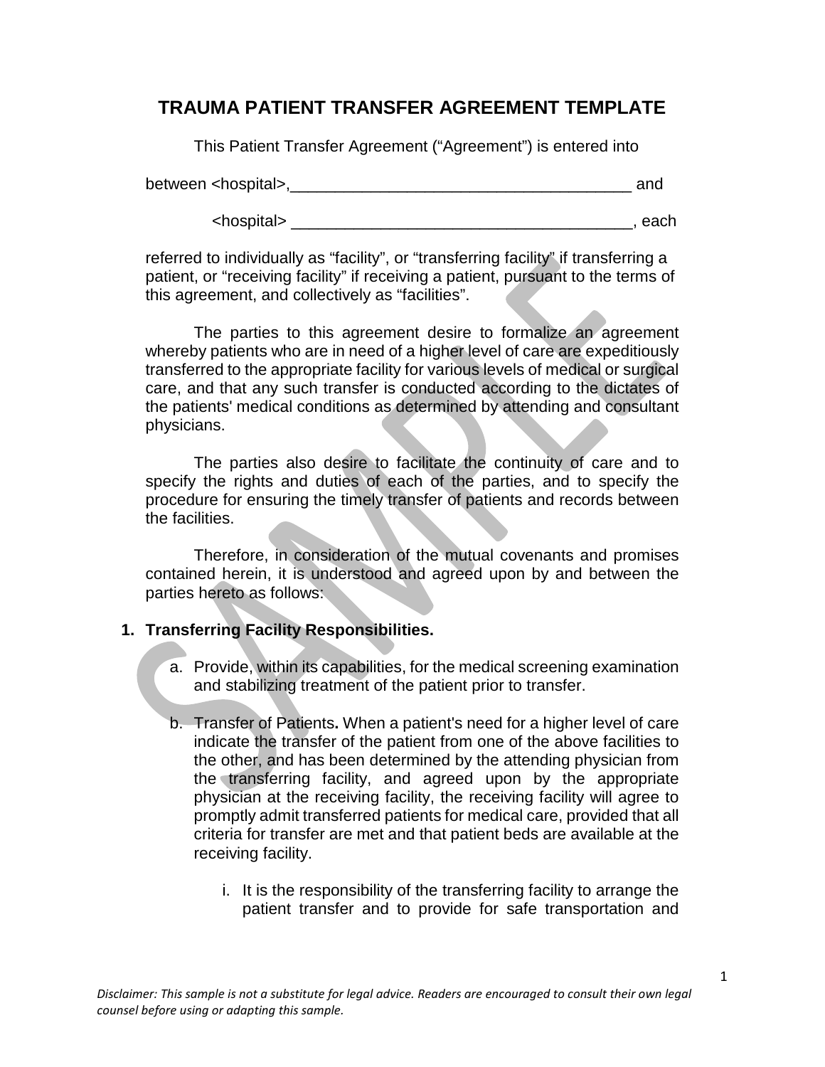# TRAUMA PATIENT TRANSFER AGREEMENT TEMPLATE

This Patient Transfer Agreement ("Agreement") is entered into

between <hospital>,_______________________________________ and

<hospital> _______________________________________, each

referred to individually as "facility", or "transferring facility" if transferring a patient, or "receiving facility" if receiving a patient, pursuant to the terms of this agreement, and collectively as "facilities".

The parties to this agreement desire to formalize an agreement whereby patients who are in need of a higher level of care are expeditiously transferred to the appropriate facility for various levels of medical or surgical care, and that any such transfer is conducted according to the dictates of the patients' medical conditions as determined by attending and consultant physicians.

The parties also desire to facilitate the continuity of care and to specify the rights and duties of each of the parties, and to specify the procedure for ensuring the timely transfer of patients and records between the facilities.

Therefore, in consideration of the mutual covenants and promises contained herein, it is understood and agreed upon by and between the parties hereto as follows:

1. **Transferring Facility Responsibilities.**

   a. Provide, within its capabilities, for the medical screening examination and stabilizing treatment of the patient prior to transfer.

   b. Transfer of Patients**.** When a patient's need for a higher level of care indicate the transfer of the patient from one of the above facilities to the other, and has been determined by the attending physician from the transferring facility, and agreed upon by the appropriate physician at the receiving facility, the receiving facility will agree to promptly admit transferred patients for medical care, provided that all criteria for transfer are met and that patient beds are available at the receiving facility.

      i. It is the responsibility of the transferring facility to arrange the patient transfer and to provide for safe transportation and

*Disclaimer: This sample is not a substitute for legal advice. Readers are encouraged to consult their own legal counsel before using or adapting this sample.*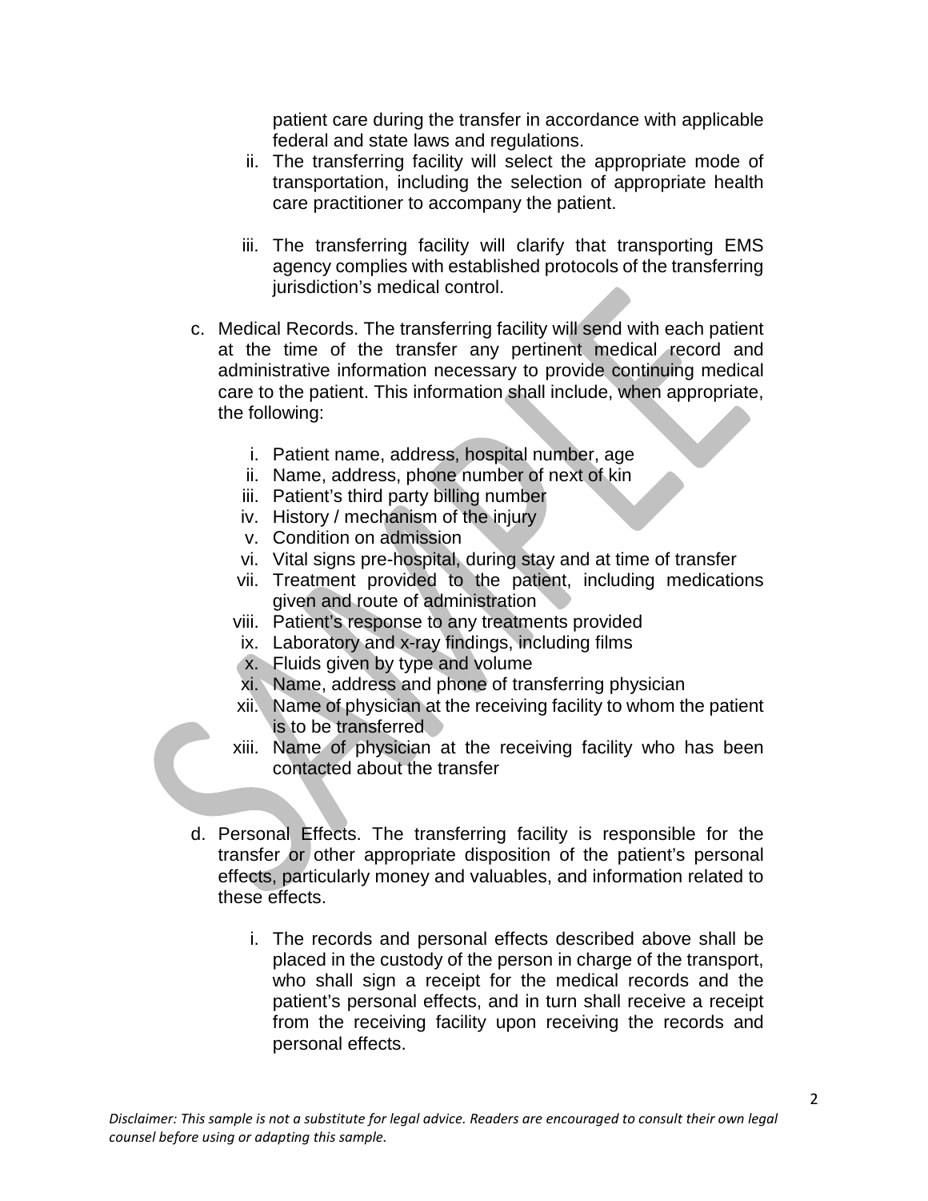patient care during the transfer in accordance with applicable federal and state laws and regulations.

ii. The transferring facility will select the appropriate mode of transportation, including the selection of appropriate health care practitioner to accompany the patient.

iii. The transferring facility will clarify that transporting EMS agency complies with established protocols of the transferring jurisdiction's medical control.

c. Medical Records. The transferring facility will send with each patient at the time of the transfer any pertinent medical record and administrative information necessary to provide continuing medical care to the patient. This information shall include, when appropriate, the following:

   i. Patient name, address, hospital number, age
   ii. Name, address, phone number of next of kin
   iii. Patient's third party billing number
   iv. History / mechanism of the injury
   v. Condition on admission
   vi. Vital signs pre-hospital, during stay and at time of transfer
   vii. Treatment provided to the patient, including medications given and route of administration
   viii. Patient's response to any treatments provided
   ix. Laboratory and x-ray findings, including films
   x. Fluids given by type and volume
   xi. Name, address and phone of transferring physician
   xii. Name of physician at the receiving facility to whom the patient is to be transferred
   xiii. Name of physician at the receiving facility who has been contacted about the transfer

d. Personal Effects. The transferring facility is responsible for the transfer or other appropriate disposition of the patient's personal effects, particularly money and valuables, and information related to these effects.

   i. The records and personal effects described above shall be placed in the custody of the person in charge of the transport, who shall sign a receipt for the medical records and the patient's personal effects, and in turn shall receive a receipt from the receiving facility upon receiving the records and personal effects.

*Disclaimer: This sample is not a substitute for legal advice. Readers are encouraged to consult their own legal counsel before using or adapting this sample.*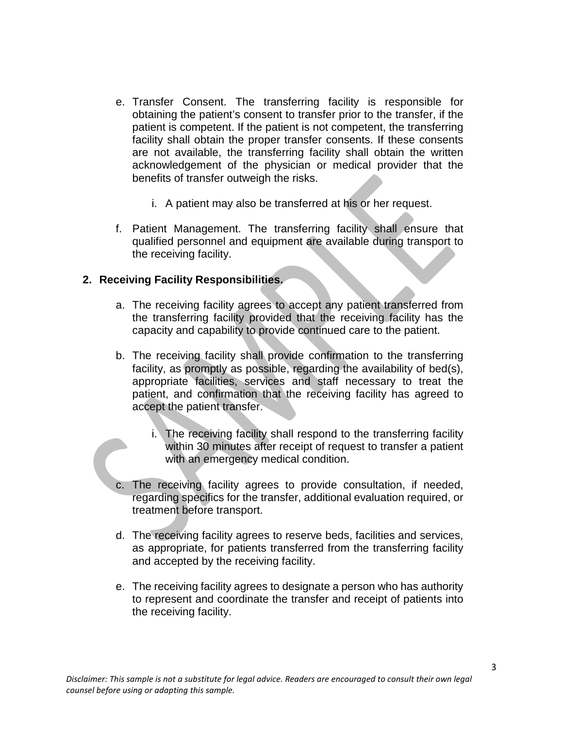e. Transfer Consent. The transferring facility is responsible for obtaining the patient's consent to transfer prior to the transfer, if the patient is competent. If the patient is not competent, the transferring facility shall obtain the proper transfer consents. If these consents are not available, the transferring facility shall obtain the written acknowledgement of the physician or medical provider that the benefits of transfer outweigh the risks.

   i. A patient may also be transferred at his or her request.

f. Patient Management. The transferring facility shall ensure that qualified personnel and equipment are available during transport to the receiving facility.

**2. Receiving Facility Responsibilities.**

a. The receiving facility agrees to accept any patient transferred from the transferring facility provided that the receiving facility has the capacity and capability to provide continued care to the patient.

b. The receiving facility shall provide confirmation to the transferring facility, as promptly as possible, regarding the availability of bed(s), appropriate facilities, services and staff necessary to treat the patient, and confirmation that the receiving facility has agreed to accept the patient transfer.

   i. The receiving facility shall respond to the transferring facility within 30 minutes after receipt of request to transfer a patient with an emergency medical condition.

c. The receiving facility agrees to provide consultation, if needed, regarding specifics for the transfer, additional evaluation required, or treatment before transport.

d. The receiving facility agrees to reserve beds, facilities and services, as appropriate, for patients transferred from the transferring facility and accepted by the receiving facility.

e. The receiving facility agrees to designate a person who has authority to represent and coordinate the transfer and receipt of patients into the receiving facility.

*Disclaimer: This sample is not a substitute for legal advice. Readers are encouraged to consult their own legal counsel before using or adapting this sample.*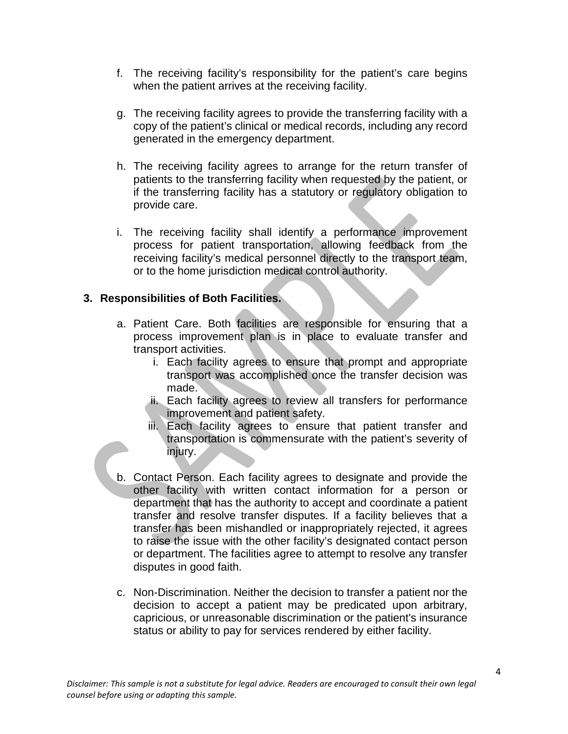f. The receiving facility's responsibility for the patient's care begins when the patient arrives at the receiving facility.

g. The receiving facility agrees to provide the transferring facility with a copy of the patient's clinical or medical records, including any record generated in the emergency department.

h. The receiving facility agrees to arrange for the return transfer of patients to the transferring facility when requested by the patient, or if the transferring facility has a statutory or regulatory obligation to provide care.

i. The receiving facility shall identify a performance improvement process for patient transportation, allowing feedback from the receiving facility's medical personnel directly to the transport team, or to the home jurisdiction medical control authority.

**3. Responsibilities of Both Facilities.**

a. Patient Care. Both facilities are responsible for ensuring that a process improvement plan is in place to evaluate transfer and transport activities.
   i. Each facility agrees to ensure that prompt and appropriate transport was accomplished once the transfer decision was made.
   ii. Each facility agrees to review all transfers for performance improvement and patient safety.
   iii. Each facility agrees to ensure that patient transfer and transportation is commensurate with the patient's severity of injury.

b. Contact Person. Each facility agrees to designate and provide the other facility with written contact information for a person or department that has the authority to accept and coordinate a patient transfer and resolve transfer disputes. If a facility believes that a transfer has been mishandled or inappropriately rejected, it agrees to raise the issue with the other facility's designated contact person or department. The facilities agree to attempt to resolve any transfer disputes in good faith.

c. Non-Discrimination. Neither the decision to transfer a patient nor the decision to accept a patient may be predicated upon arbitrary, capricious, or unreasonable discrimination or the patient's insurance status or ability to pay for services rendered by either facility.

*Disclaimer: This sample is not a substitute for legal advice. Readers are encouraged to consult their own legal counsel before using or adapting this sample.*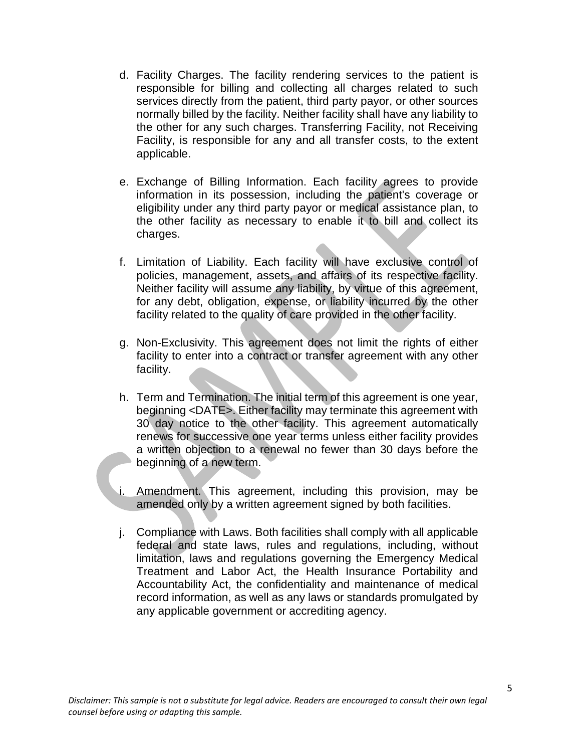d. Facility Charges. The facility rendering services to the patient is responsible for billing and collecting all charges related to such services directly from the patient, third party payor, or other sources normally billed by the facility. Neither facility shall have any liability to the other for any such charges. Transferring Facility, not Receiving Facility, is responsible for any and all transfer costs, to the extent applicable.

e. Exchange of Billing Information. Each facility agrees to provide information in its possession, including the patient's coverage or eligibility under any third party payor or medical assistance plan, to the other facility as necessary to enable it to bill and collect its charges.

f. Limitation of Liability. Each facility will have exclusive control of policies, management, assets, and affairs of its respective facility. Neither facility will assume any liability, by virtue of this agreement, for any debt, obligation, expense, or liability incurred by the other facility related to the quality of care provided in the other facility.

g. Non-Exclusivity. This agreement does not limit the rights of either facility to enter into a contract or transfer agreement with any other facility.

h. Term and Termination. The initial term of this agreement is one year, beginning <DATE>. Either facility may terminate this agreement with 30 day notice to the other facility. This agreement automatically renews for successive one year terms unless either facility provides a written objection to a renewal no fewer than 30 days before the beginning of a new term.

i. Amendment. This agreement, including this provision, may be amended only by a written agreement signed by both facilities.

j. Compliance with Laws. Both facilities shall comply with all applicable federal and state laws, rules and regulations, including, without limitation, laws and regulations governing the Emergency Medical Treatment and Labor Act, the Health Insurance Portability and Accountability Act, the confidentiality and maintenance of medical record information, as well as any laws or standards promulgated by any applicable government or accrediting agency.

*Disclaimer: This sample is not a substitute for legal advice. Readers are encouraged to consult their own legal counsel before using or adapting this sample.*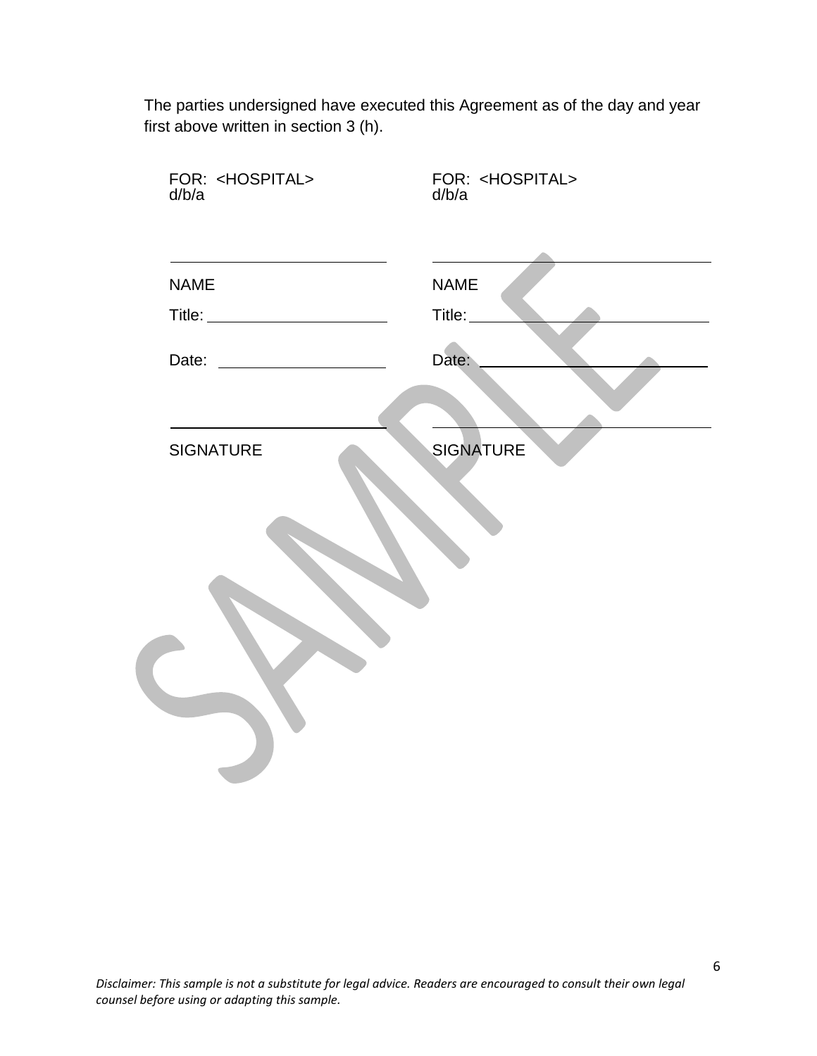The parties undersigned have executed this Agreement as of the day and year first above written in section 3 (h).

| | |
|---|---|
| FOR: <HOSPITAL> d/b/a | FOR: <HOSPITAL> d/b/a |
| ______________________ | ______________________ |
| NAME | NAME |
| Title: ______________________ | Title: ______________________ |
| Date: ______________________ | Date: ______________________ |
| ______________________ | ______________________ |
| SIGNATURE | SIGNATURE |

*Disclaimer: This sample is not a substitute for legal advice. Readers are encouraged to consult their own legal counsel before using or adapting this sample.*